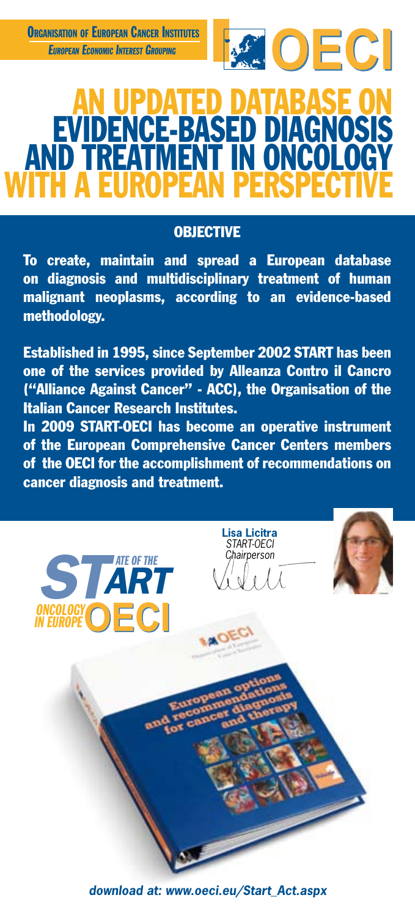**Organisation of European Cancer Institutes**
*European Economic Interest Grouping*

OECI

# AN UPDATED DATABASE ON EVIDENCE-BASED DIAGNOSIS AND TREATMENT IN ONCOLOGY WITH A EUROPEAN PERSPECTIVE

## OBJECTIVE

**To create, maintain and spread a European database on diagnosis and multidisciplinary treatment of human malignant neoplasms, according to an evidence-based methodology.**

**Established in 1995, since September 2002 START has been one of the services provided by Alleanza Contro il Cancro ("Alliance Against Cancer" - ACC), the Organisation of the Italian Cancer Research Institutes.**

**In 2009 START-OECI has become an operative instrument of the European Comprehensive Cancer Centers members of the OECI for the accomplishment of recommendations on cancer diagnosis and treatment.**

START – *State of the Art Oncology in Europe* – OECI

**Lisa Licitra**
*START-OECI Chairperson*

*download at: www.oeci.eu/Start_Act.aspx*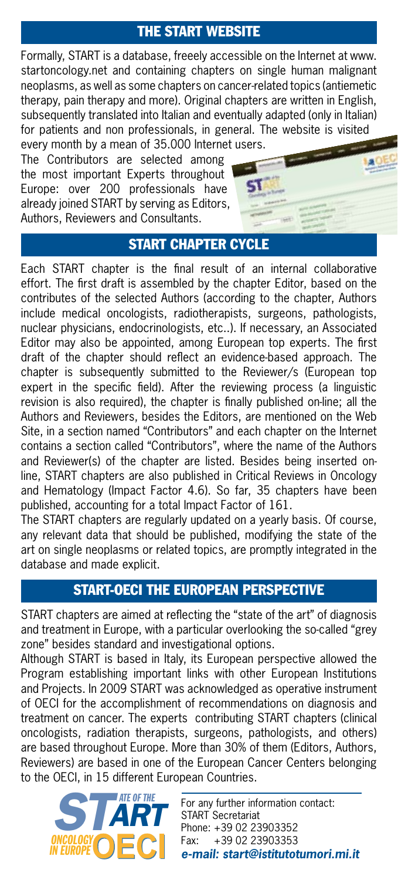## THE START WEBSITE

Formally, START is a database, freeely accessible on the Internet at www.startoncology.net and containing chapters on single human malignant neoplasms, as well as some chapters on cancer-related topics (antiemetic therapy, pain therapy and more). Original chapters are written in English, subsequently translated into Italian and eventually adapted (only in Italian) for patients and non professionals, in general. The website is visited every month by a mean of 35.000 Internet users.

The Contributors are selected among the most important Experts throughout Europe: over 200 professionals have already joined START by serving as Editors, Authors, Reviewers and Consultants.

## START CHAPTER CYCLE

Each START chapter is the final result of an internal collaborative effort. The first draft is assembled by the chapter Editor, based on the contributes of the selected Authors (according to the chapter, Authors include medical oncologists, radiotherapists, surgeons, pathologists, nuclear physicians, endocrinologists, etc..). If necessary, an Associated Editor may also be appointed, among European top experts. The first draft of the chapter should reflect an evidence-based approach. The chapter is subsequently submitted to the Reviewer/s (European top expert in the specific field). After the reviewing process (a linguistic revision is also required), the chapter is finally published on-line; all the Authors and Reviewers, besides the Editors, are mentioned on the Web Site, in a section named "Contributors" and each chapter on the Internet contains a section called "Contributors", where the name of the Authors and Reviewer(s) of the chapter are listed. Besides being inserted on-line, START chapters are also published in Critical Reviews in Oncology and Hematology (Impact Factor 4.6). So far, 35 chapters have been published, accounting for a total Impact Factor of 161.

The START chapters are regularly updated on a yearly basis. Of course, any relevant data that should be published, modifying the state of the art on single neoplasms or related topics, are promptly integrated in the database and made explicit.

## START-OECI THE EUROPEAN PERSPECTIVE

START chapters are aimed at reflecting the "state of the art" of diagnosis and treatment in Europe, with a particular overlooking the so-called "grey zone" besides standard and investigational options.

Although START is based in Italy, its European perspective allowed the Program establishing important links with other European Institutions and Projects. In 2009 START was acknowledged as operative instrument of OECI for the accomplishment of recommendations on diagnosis and treatment on cancer. The experts contributing START chapters (clinical oncologists, radiation therapists, surgeons, pathologists, and others) are based throughout Europe. More than 30% of them (Editors, Authors, Reviewers) are based in one of the European Cancer Centers belonging to the OECI, in 15 different European Countries.

START – STATE OF THE ART ONCOLOGY IN EUROPE – OECI

For any further information contact:
START Secretariat
Phone: +39 02 23903352
Fax: +39 02 23903353
***e-mail: start@istitutotumori.mi.it***